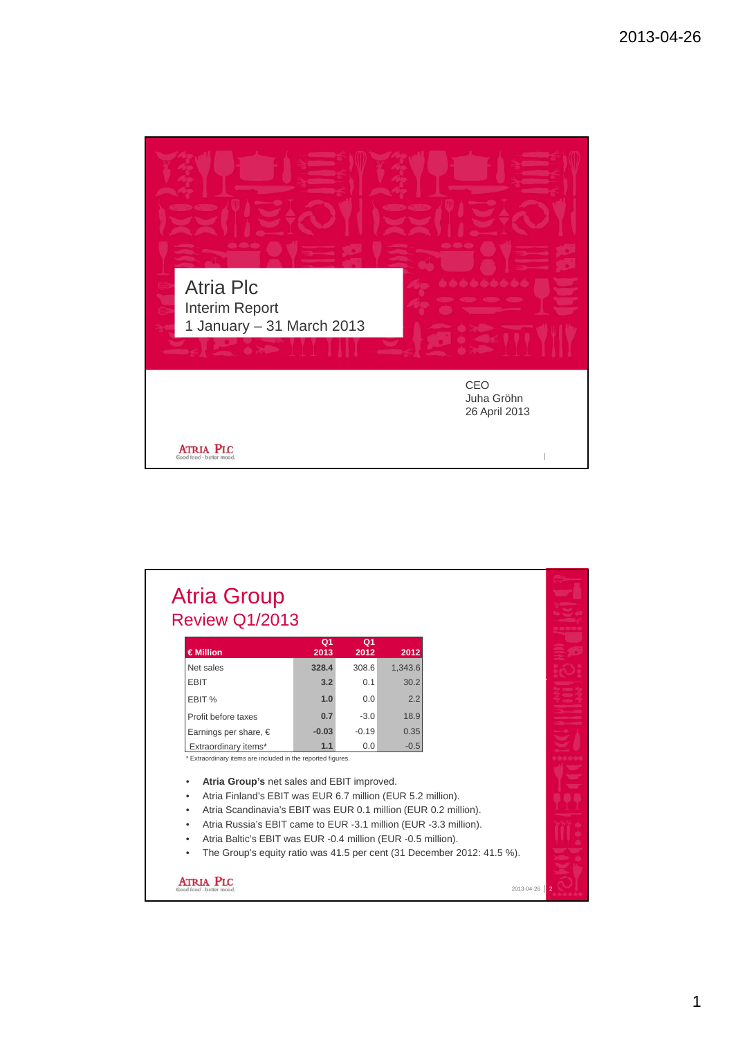# Atria Plc

Interim Report
1 January – 31 March 2013

CEO
Juha Gröhn
26 April 2013

ATRIA PLC
Good food - better mood.

# Atria Group

## Review Q1/2013

| € Million | Q1 2013 | Q1 2012 | 2012 |
|---|---|---|---|
| Net sales | **328.4** | 308.6 | 1,343.6 |
| EBIT | **3.2** | 0.1 | 30.2 |
| EBIT % | **1.0** | 0.0 | 2.2 |
| Profit before taxes | **0.7** | -3.0 | 18.9 |
| Earnings per share, € | **-0.03** | -0.19 | 0.35 |
| Extraordinary items* | **1.1** | 0.0 | -0.5 |

\* Extraordinary items are included in the reported figures.

- **Atria Group's** net sales and EBIT improved.
- Atria Finland's EBIT was EUR 6.7 million (EUR 5.2 million).
- Atria Scandinavia's EBIT was EUR 0.1 million (EUR 0.2 million).
- Atria Russia's EBIT came to EUR -3.1 million (EUR -3.3 million).
- Atria Baltic's EBIT was EUR -0.4 million (EUR -0.5 million).
- The Group's equity ratio was 41.5 per cent (31 December 2012: 41.5 %).

ATRIA PLC
Good food - better mood.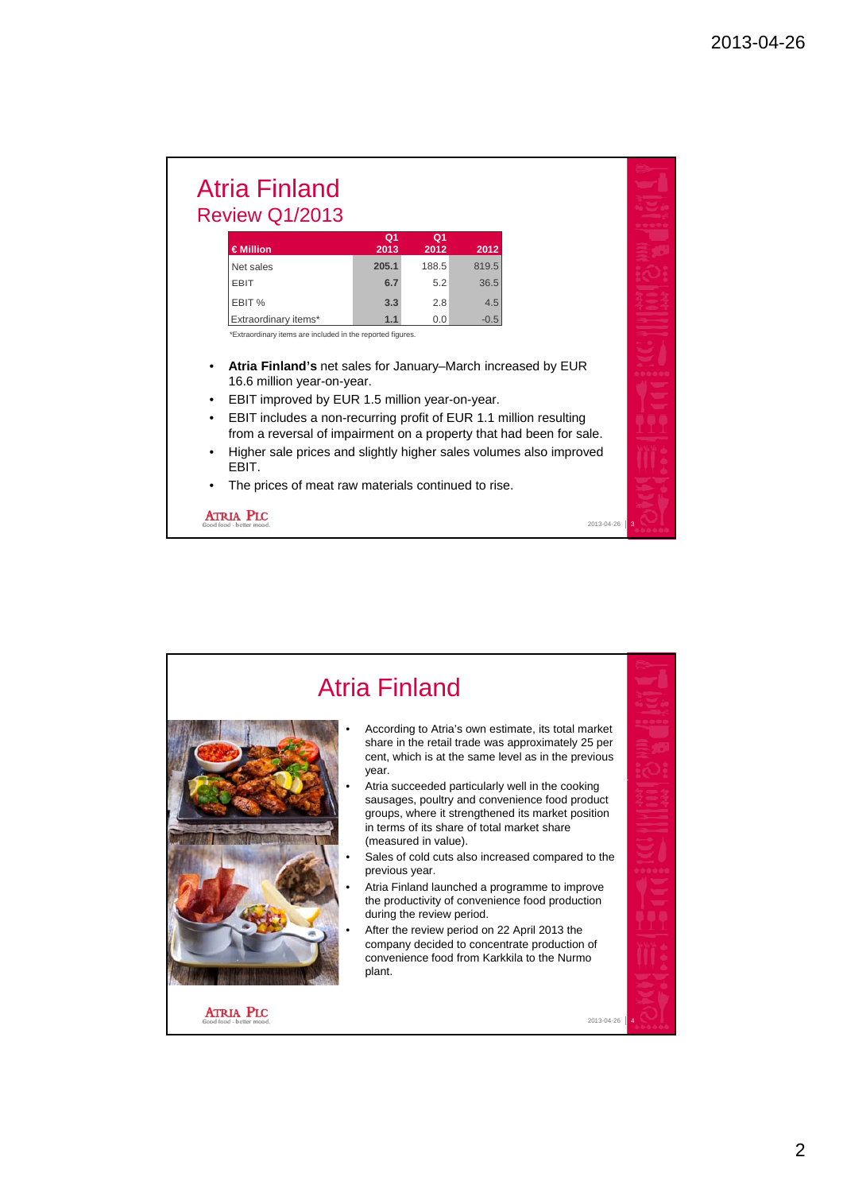# Atria Finland

## Review Q1/2013

| € Million | Q1 2013 | Q1 2012 | 2012 |
|---|---|---|---|
| Net sales | 205.1 | 188.5 | 819.5 |
| EBIT | 6.7 | 5.2 | 36.5 |
| EBIT % | 3.3 | 2.8 | 4.5 |
| Extraordinary items* | 1.1 | 0.0 | -0.5 |

*Extraordinary items are included in the reported figures.

- **Atria Finland's** net sales for January–March increased by EUR 16.6 million year-on-year.
- EBIT improved by EUR 1.5 million year-on-year.
- EBIT includes a non-recurring profit of EUR 1.1 million resulting from a reversal of impairment on a property that had been for sale.
- Higher sale prices and slightly higher sales volumes also improved EBIT.
- The prices of meat raw materials continued to rise.

# Atria Finland

- According to Atria's own estimate, its total market share in the retail trade was approximately 25 per cent, which is at the same level as in the previous year.
- Atria succeeded particularly well in the cooking sausages, poultry and convenience food product groups, where it strengthened its market position in terms of its share of total market share (measured in value).
- Sales of cold cuts also increased compared to the previous year.
- Atria Finland launched a programme to improve the productivity of convenience food production during the review period.
- After the review period on 22 April 2013 the company decided to concentrate production of convenience food from Karkkila to the Nurmo plant.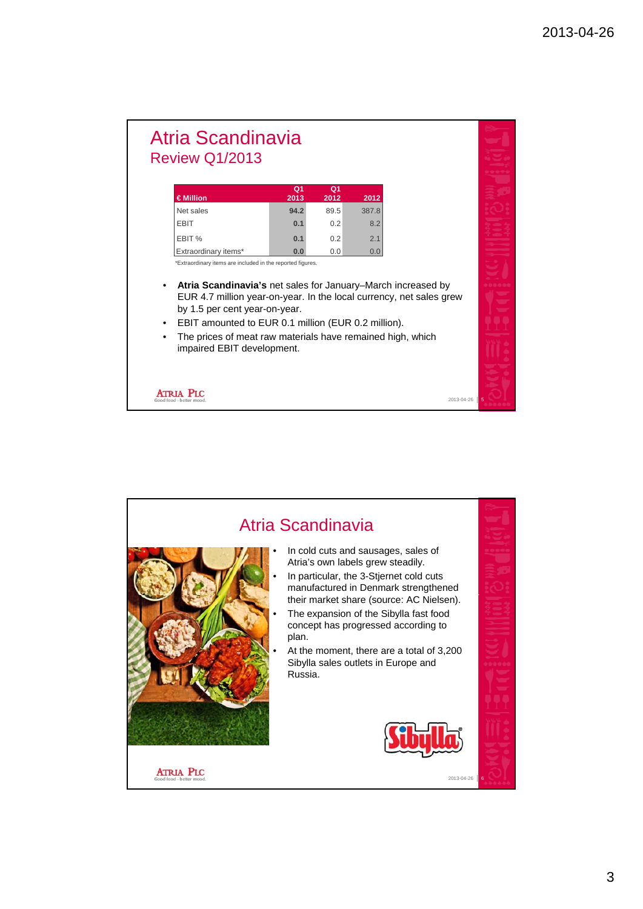# Atria Scandinavia

## Review Q1/2013

| € Million | Q1 2013 | Q1 2012 | 2012 |
|---|---|---|---|
| Net sales | **94.2** | 89.5 | 387.8 |
| EBIT | **0.1** | 0.2 | 8.2 |
| EBIT % | **0.1** | 0.2 | 2.1 |
| Extraordinary items* | **0.0** | 0.0 | 0.0 |

*Extraordinary items are included in the reported figures.

- **Atria Scandinavia's** net sales for January–March increased by EUR 4.7 million year-on-year. In the local currency, net sales grew by 1.5 per cent year-on-year.
- EBIT amounted to EUR 0.1 million (EUR 0.2 million).
- The prices of meat raw materials have remained high, which impaired EBIT development.

# Atria Scandinavia

- In cold cuts and sausages, sales of Atria's own labels grew steadily.
- In particular, the 3-Stjernet cold cuts manufactured in Denmark strengthened their market share (source: AC Nielsen).
- The expansion of the Sibylla fast food concept has progressed according to plan.
- At the moment, there are a total of 3,200 Sibylla sales outlets in Europe and Russia.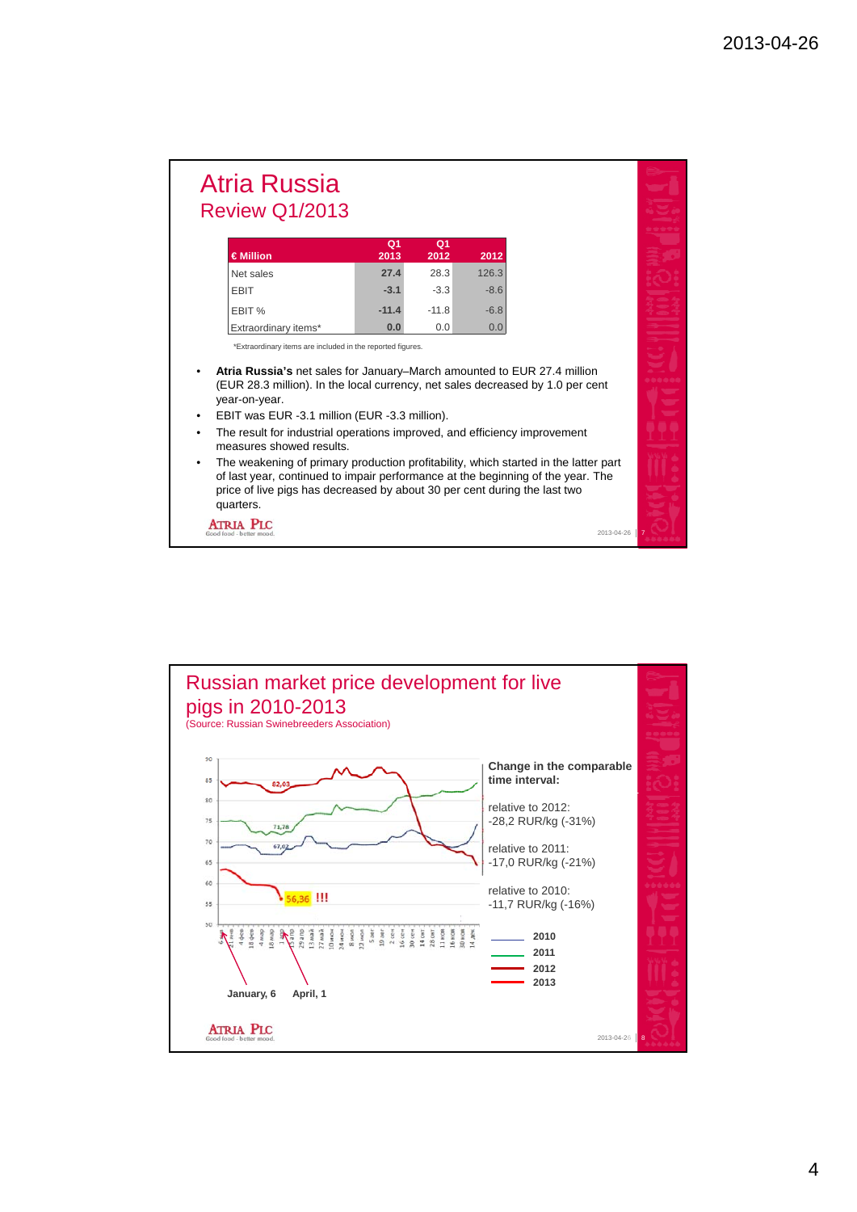# Atria Russia

## Review Q1/2013

| € Million | Q1 2013 | Q1 2012 | 2012 |
|---|---|---|---|
| Net sales | 27.4 | 28.3 | 126.3 |
| EBIT | -3.1 | -3.3 | -8.6 |
| EBIT % | -11.4 | -11.8 | -6.8 |
| Extraordinary items* | 0.0 | 0.0 | 0.0 |

*Extraordinary items are included in the reported figures.

- **Atria Russia's** net sales for January–March amounted to EUR 27.4 million (EUR 28.3 million). In the local currency, net sales decreased by 1.0 per cent year-on-year.
- EBIT was EUR -3.1 million (EUR -3.3 million).
- The result for industrial operations improved, and efficiency improvement measures showed results.
- The weakening of primary production profitability, which started in the latter part of last year, continued to impair performance at the beginning of the year. The price of live pigs has decreased by about 30 per cent during the last two quarters.

ATRIA PLC
Good food - better mood.

# Russian market price development for live pigs in 2010-2013

(Source: Russian Swinebreeders Association)

82,03
71,78
67,02
56,36 !!!

January, 6
April, 1

2010
2011
2012
2013

**Change in the comparable time interval:**

relative to 2012:
-28,2 RUR/kg (-31%)

relative to 2011:
-17,0 RUR/kg (-21%)

relative to 2010:
-11,7 RUR/kg (-16%)

ATRIA PLC
Good food - better mood.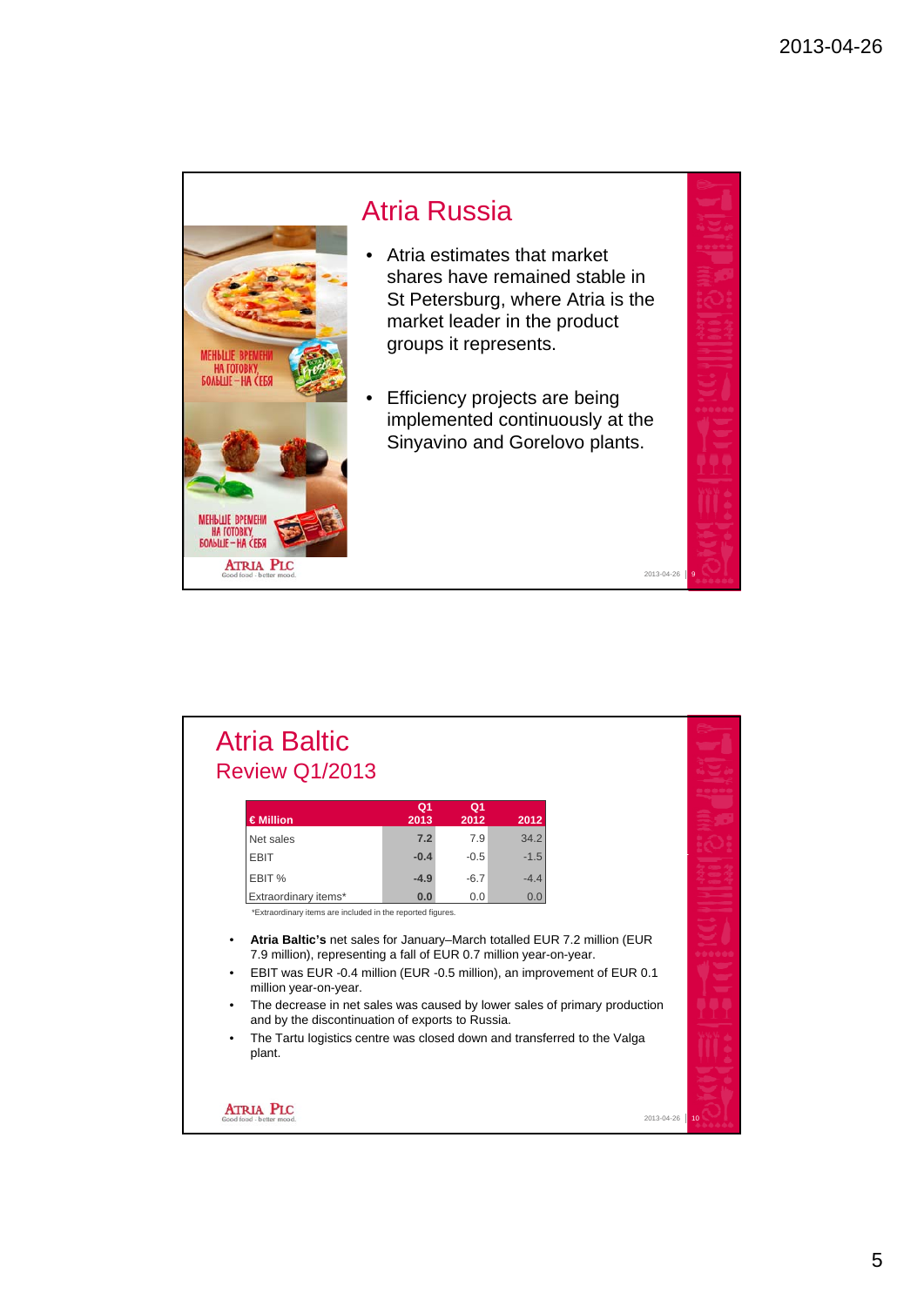## Atria Russia

- Atria estimates that market shares have remained stable in St Petersburg, where Atria is the market leader in the product groups it represents.
- Efficiency projects are being implemented continuously at the Sinyavino and Gorelovo plants.

## Atria Baltic

### Review Q1/2013

| € Million | Q1 2013 | Q1 2012 | 2012 |
|---|---|---|---|
| Net sales | 7.2 | 7.9 | 34.2 |
| EBIT | -0.4 | -0.5 | -1.5 |
| EBIT % | -4.9 | -6.7 | -4.4 |
| Extraordinary items* | 0.0 | 0.0 | 0.0 |

*Extraordinary items are included in the reported figures.

- **Atria Baltic's** net sales for January–March totalled EUR 7.2 million (EUR 7.9 million), representing a fall of EUR 0.7 million year-on-year.
- EBIT was EUR -0.4 million (EUR -0.5 million), an improvement of EUR 0.1 million year-on-year.
- The decrease in net sales was caused by lower sales of primary production and by the discontinuation of exports to Russia.
- The Tartu logistics centre was closed down and transferred to the Valga plant.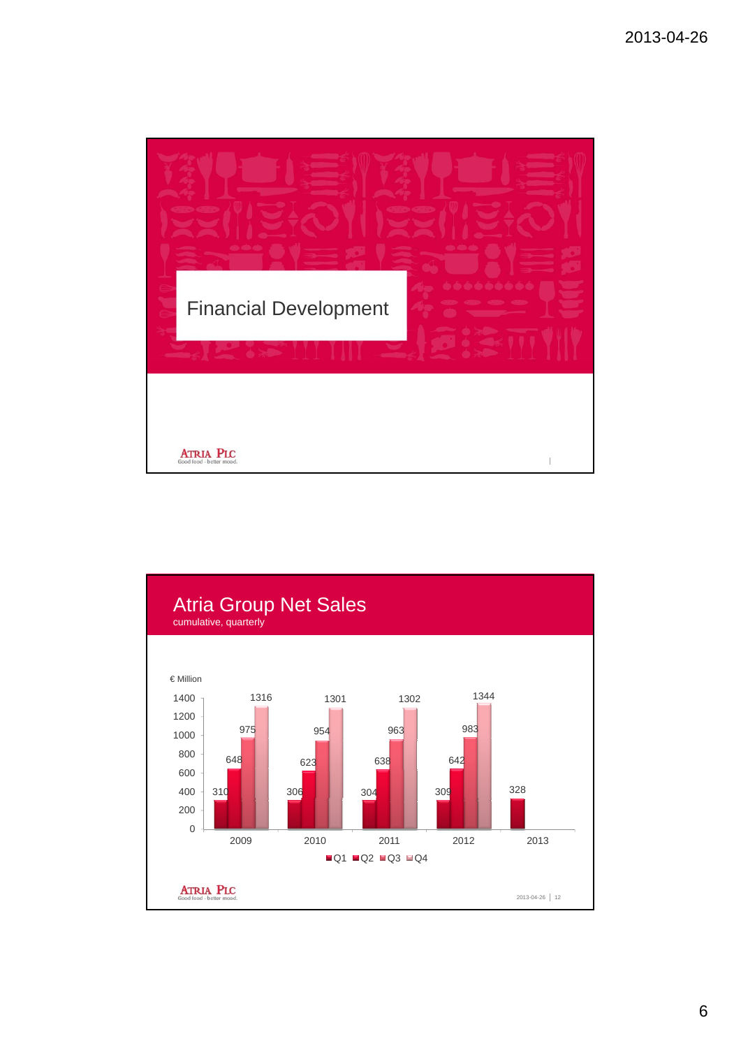# Financial Development

## Atria Group Net Sales

cumulative, quarterly

€ Million

1400
1200
1000
800
600
400
200
0

2009: 310, 648, 975, 1316
2010: 306, 623, 954, 1301
2011: 304, 638, 963, 1302
2012: 309, 642, 983, 1344
2013: 328

Q1 Q2 Q3 Q4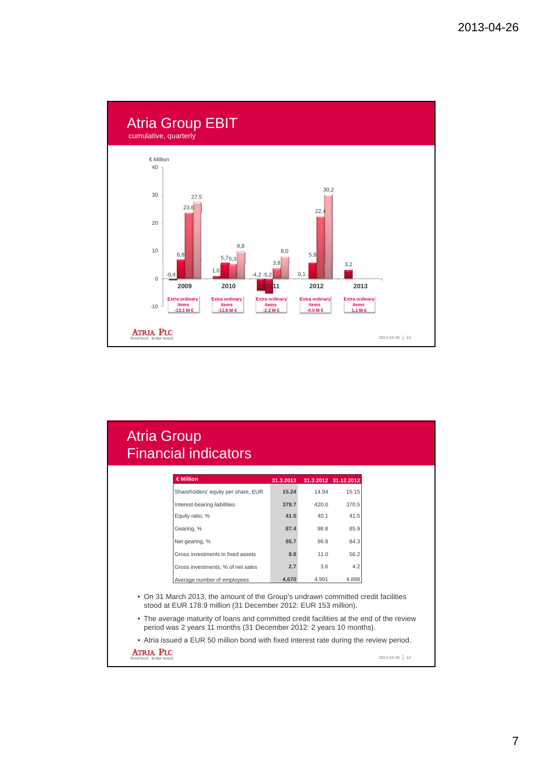# Atria Group EBIT

cumulative, quarterly

€ Million

40
30
20
10
0
-10

-0,4
6,8
23,6
27,5
1,0
5,7
5,3
9,8
-4,2
-5,2
3,8
8,0
0,1
5,8
22,4
30,2
3,2

2009
2010
2011
2012
2013

Extra ordinary items -13.1 M €

Extra ordinary items -11.8 M €

Extra ordinary items -2.2 M €

Extra ordinary items -0.5 M €

Extra ordinary items 1,1 M €

# Atria Group Financial indicators

| € Million | 31.3.2013 | 31.3.2012 | 31.12.2012 |
|---|---|---|---|
| Shareholders' equity per share, EUR | **15.24** | 14.94 | 15.15 |
| Interest-bearing liabilities | **379.7** | 420.0 | 370.5 |
| Equity ratio, % | **41.5** | 40.1 | 41.5 |
| Gearing, % | **87.4** | 98.8 | 85.9 |
| Net gearing, % | **85.7** | 96.8 | 84.3 |
| Gross investments in fixed assets | **8.8** | 11.0 | 56.2 |
| Gross investments, % of net sales | **2.7** | 3.6 | 4.2 |
| Average number of employees | **4,670** | 4,991 | 4,898 |

- On 31 March 2013, the amount of the Group's undrawn committed credit facilities stood at EUR 178.9 million (31 December 2012: EUR 153 million).
- The average maturity of loans and committed credit facilities at the end of the review period was 2 years 11 months (31 December 2012: 2 years 10 months).
- Atria issued a EUR 50 million bond with fixed interest rate during the review period.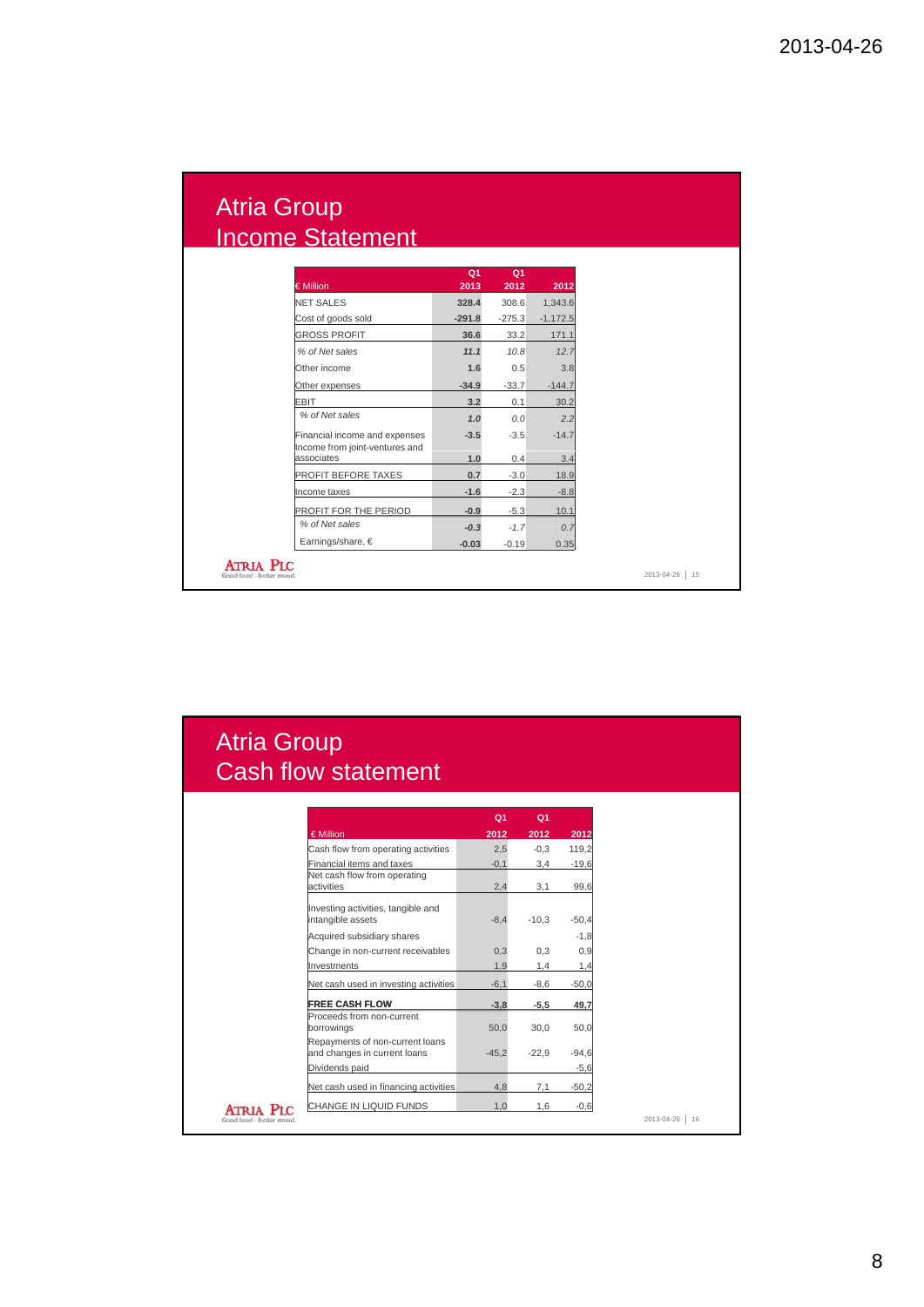## Atria Group
## Income Statement

| € Million | Q1 2013 | Q1 2012 | 2012 |
|---|---|---|---|
| NET SALES | **328.4** | 308.6 | 1,343.6 |
| Cost of goods sold | **-291.8** | -275.3 | -1,172.5 |
| GROSS PROFIT | **36.6** | 33.2 | 171.1 |
| *% of Net sales* | ***11.1*** | *10.8* | *12.7* |
| Other income | **1.6** | 0.5 | 3.8 |
| Other expenses | **-34.9** | -33.7 | -144.7 |
| EBIT | **3.2** | 0.1 | 30.2 |
| *% of Net sales* | ***1.0*** | *0.0* | *2.2* |
| Financial income and expenses | **-3.5** | -3.5 | -14.7 |
| Income from joint-ventures and associates | **1.0** | 0.4 | 3.4 |
| PROFIT BEFORE TAXES | **0.7** | -3.0 | 18.9 |
| Income taxes | **-1.6** | -2.3 | -8.8 |
| PROFIT FOR THE PERIOD | **-0.9** | -5.3 | 10.1 |
| *% of Net sales* | ***-0.3*** | *-1.7* | *0.7* |
| Earnings/share, € | **-0.03** | -0.19 | 0.35 |

## Atria Group
## Cash flow statement

| € Million | Q1 2012 | Q1 2012 | 2012 |
|---|---|---|---|
| Cash flow from operating activities | 2,5 | -0,3 | 119,2 |
| Financial items and taxes | -0,1 | 3,4 | -19,6 |
| Net cash flow from operating activities | 2,4 | 3,1 | 99,6 |
| Investing activities, tangible and intangible assets | -8,4 | -10,3 | -50,4 |
| Acquired subsidiary shares | | | -1,8 |
| Change in non-current receivables | 0,3 | 0,3 | 0,9 |
| Investments | 1,9 | 1,4 | 1,4 |
| Net cash used in investing activities | -6,1 | -8,6 | -50,0 |
| **FREE CASH FLOW** | **-3,8** | **-5,5** | **49,7** |
| Proceeds from non-current borrowings | 50,0 | 30,0 | 50,0 |
| Repayments of non-current loans and changes in current loans | -45,2 | -22,9 | -94,6 |
| Dividends paid | | | -5,6 |
| Net cash used in financing activities | 4,8 | 7,1 | -50,2 |
| CHANGE IN LIQUID FUNDS | 1,0 | 1,6 | -0,6 |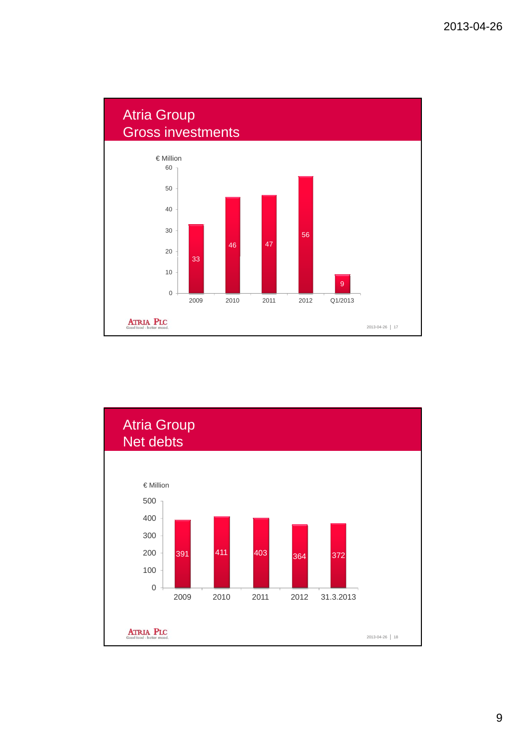# Atria Group
## Gross investments

€ Million

60
50
40
30
20
10
0

33
46
47
56
9

2009
2010
2011
2012
Q1/2013

ATRIA PLC
Good food - better mood.

2013-04-26 | 17

# Atria Group
## Net debts

€ Million

500
400
300
200
100
0

391
411
403
364
372

2009
2010
2011
2012
31.3.2013

ATRIA PLC
Good food - better mood.

2013-04-26 | 18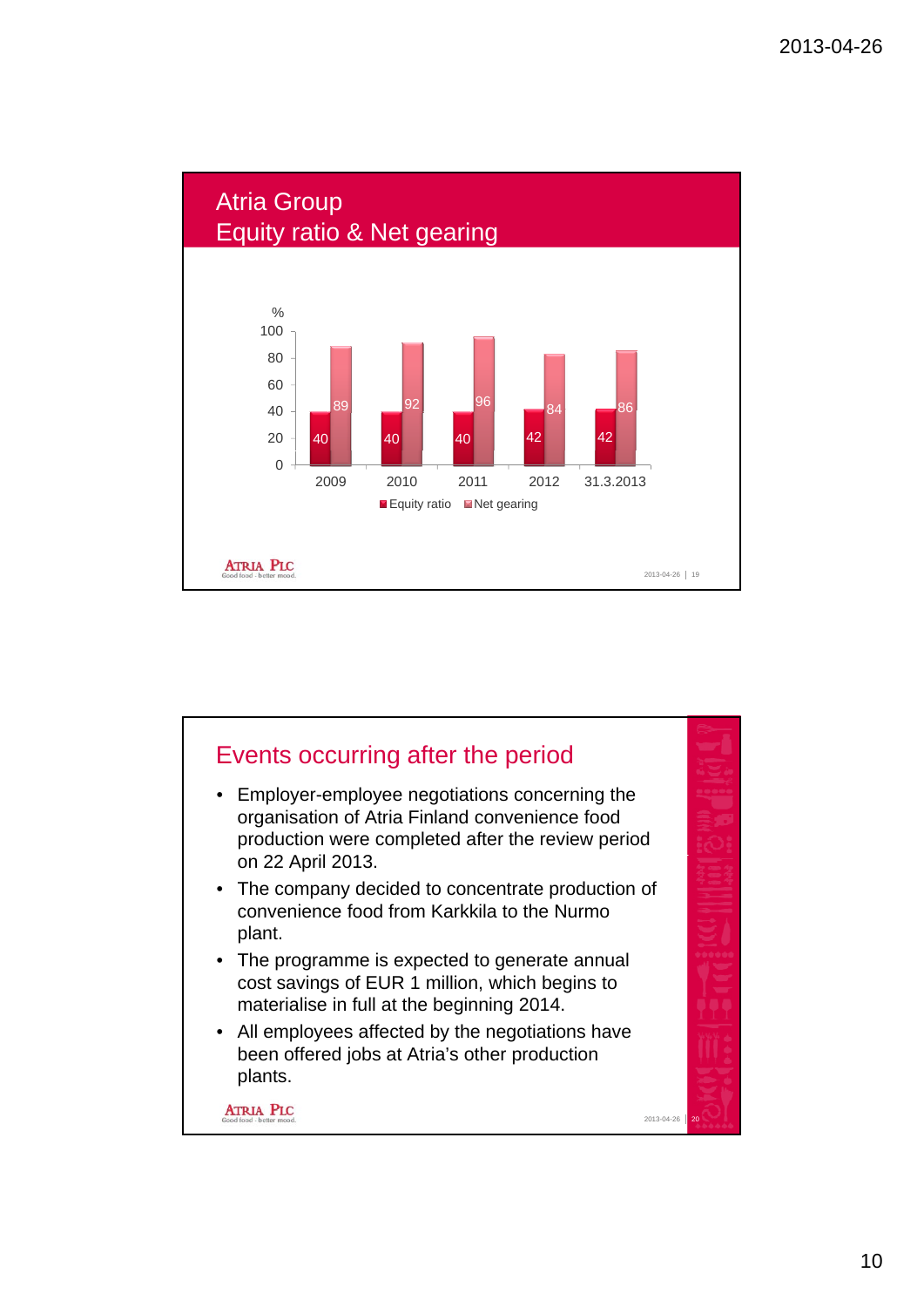## Atria Group
## Equity ratio & Net gearing

%
100
80
60
40
20
0

40 89 | 40 92 | 40 96 | 42 84 | 42 86

2009 2010 2011 2012 31.3.2013

Equity ratio Net gearing

ATRIA PLC
Good food - better mood.

## Events occurring after the period

- Employer-employee negotiations concerning the organisation of Atria Finland convenience food production were completed after the review period on 22 April 2013.
- The company decided to concentrate production of convenience food from Karkkila to the Nurmo plant.
- The programme is expected to generate annual cost savings of EUR 1 million, which begins to materialise in full at the beginning 2014.
- All employees affected by the negotiations have been offered jobs at Atria's other production plants.

ATRIA PLC
Good food - better mood.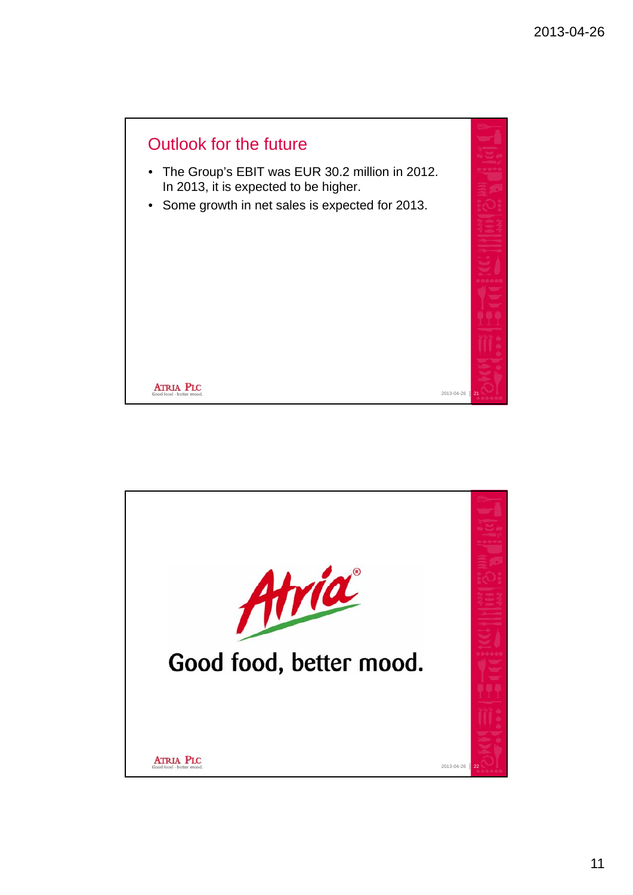## Outlook for the future

- The Group's EBIT was EUR 30.2 million in 2012. In 2013, it is expected to be higher.
- Some growth in net sales is expected for 2013.

Atria®

Good food, better mood.